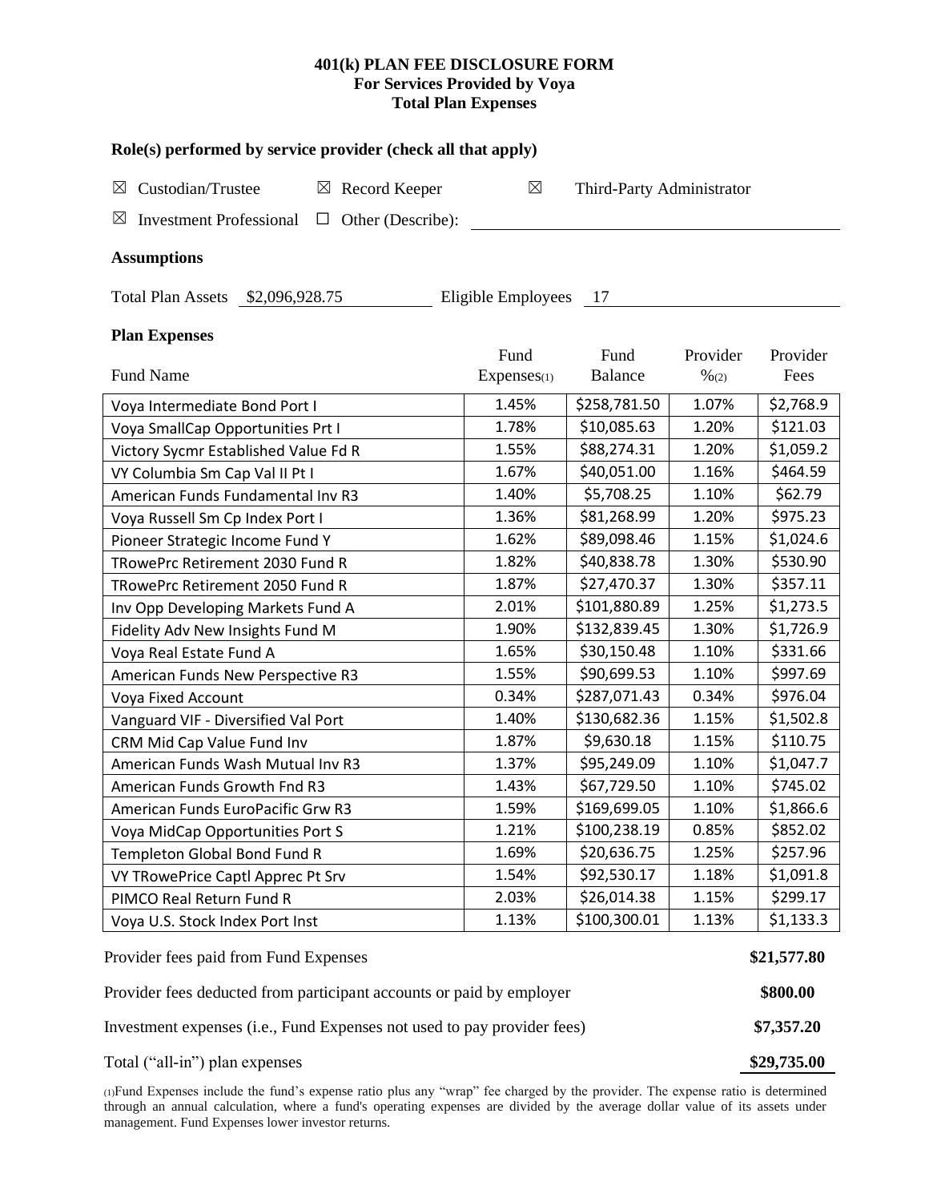# 401(k) PLAN FEE DISCLOSURE FORM
## For Services Provided by Voya
## Total Plan Expenses

### Role(s) performed by service provider (check all that apply)

☒ Custodian/Trustee ☒ Record Keeper ☒ Third-Party Administrator

☒ Investment Professional ☐ Other (Describe):

### Assumptions

Total Plan Assets $2,096,928.75 Eligible Employees 17

### Plan Expenses

| Fund Name | Fund Expenses(1) | Fund Balance | Provider %(2) | Provider Fees |
|---|---|---|---|---|
| Voya Intermediate Bond Port I | 1.45% | $258,781.50 | 1.07% | $2,768.9 |
| Voya SmallCap Opportunities Prt I | 1.78% | $10,085.63 | 1.20% | $121.03 |
| Victory Sycmr Established Value Fd R | 1.55% | $88,274.31 | 1.20% | $1,059.2 |
| VY Columbia Sm Cap Val II Pt I | 1.67% | $40,051.00 | 1.16% | $464.59 |
| American Funds Fundamental Inv R3 | 1.40% | $5,708.25 | 1.10% | $62.79 |
| Voya Russell Sm Cp Index Port I | 1.36% | $81,268.99 | 1.20% | $975.23 |
| Pioneer Strategic Income Fund Y | 1.62% | $89,098.46 | 1.15% | $1,024.6 |
| TRowePrc Retirement 2030 Fund R | 1.82% | $40,838.78 | 1.30% | $530.90 |
| TRowePrc Retirement 2050 Fund R | 1.87% | $27,470.37 | 1.30% | $357.11 |
| Inv Opp Developing Markets Fund A | 2.01% | $101,880.89 | 1.25% | $1,273.5 |
| Fidelity Adv New Insights Fund M | 1.90% | $132,839.45 | 1.30% | $1,726.9 |
| Voya Real Estate Fund A | 1.65% | $30,150.48 | 1.10% | $331.66 |
| American Funds New Perspective R3 | 1.55% | $90,699.53 | 1.10% | $997.69 |
| Voya Fixed Account | 0.34% | $287,071.43 | 0.34% | $976.04 |
| Vanguard VIF - Diversified Val Port | 1.40% | $130,682.36 | 1.15% | $1,502.8 |
| CRM Mid Cap Value Fund Inv | 1.87% | $9,630.18 | 1.15% | $110.75 |
| American Funds Wash Mutual Inv R3 | 1.37% | $95,249.09 | 1.10% | $1,047.7 |
| American Funds Growth Fnd R3 | 1.43% | $67,729.50 | 1.10% | $745.02 |
| American Funds EuroPacific Grw R3 | 1.59% | $169,699.05 | 1.10% | $1,866.6 |
| Voya MidCap Opportunities Port S | 1.21% | $100,238.19 | 0.85% | $852.02 |
| Templeton Global Bond Fund R | 1.69% | $20,636.75 | 1.25% | $257.96 |
| VY TRowePrice Captl Apprec Pt Srv | 1.54% | $92,530.17 | 1.18% | $1,091.8 |
| PIMCO Real Return Fund R | 2.03% | $26,014.38 | 1.15% | $299.17 |
| Voya U.S. Stock Index Port Inst | 1.13% | $100,300.01 | 1.13% | $1,133.3 |

| | |
|---|---|
| Provider fees paid from Fund Expenses | **$21,577.80** |
| Provider fees deducted from participant accounts or paid by employer | **$800.00** |
| Investment expenses (i.e., Fund Expenses not used to pay provider fees) | **$7,357.20** |
| Total ("all-in") plan expenses | **$29,735.00** |

(1)Fund Expenses include the fund's expense ratio plus any "wrap" fee charged by the provider. The expense ratio is determined through an annual calculation, where a fund's operating expenses are divided by the average dollar value of its assets under management. Fund Expenses lower investor returns.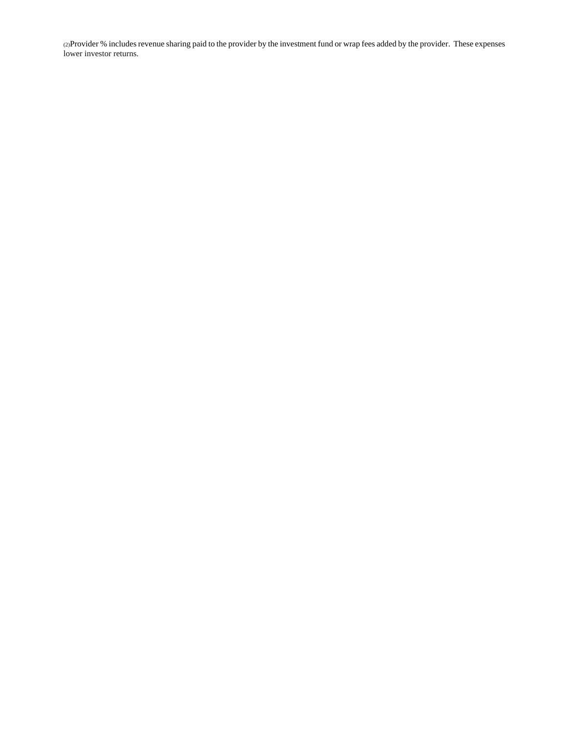(2)Provider % includes revenue sharing paid to the provider by the investment fund or wrap fees added by the provider. These expenses lower investor returns.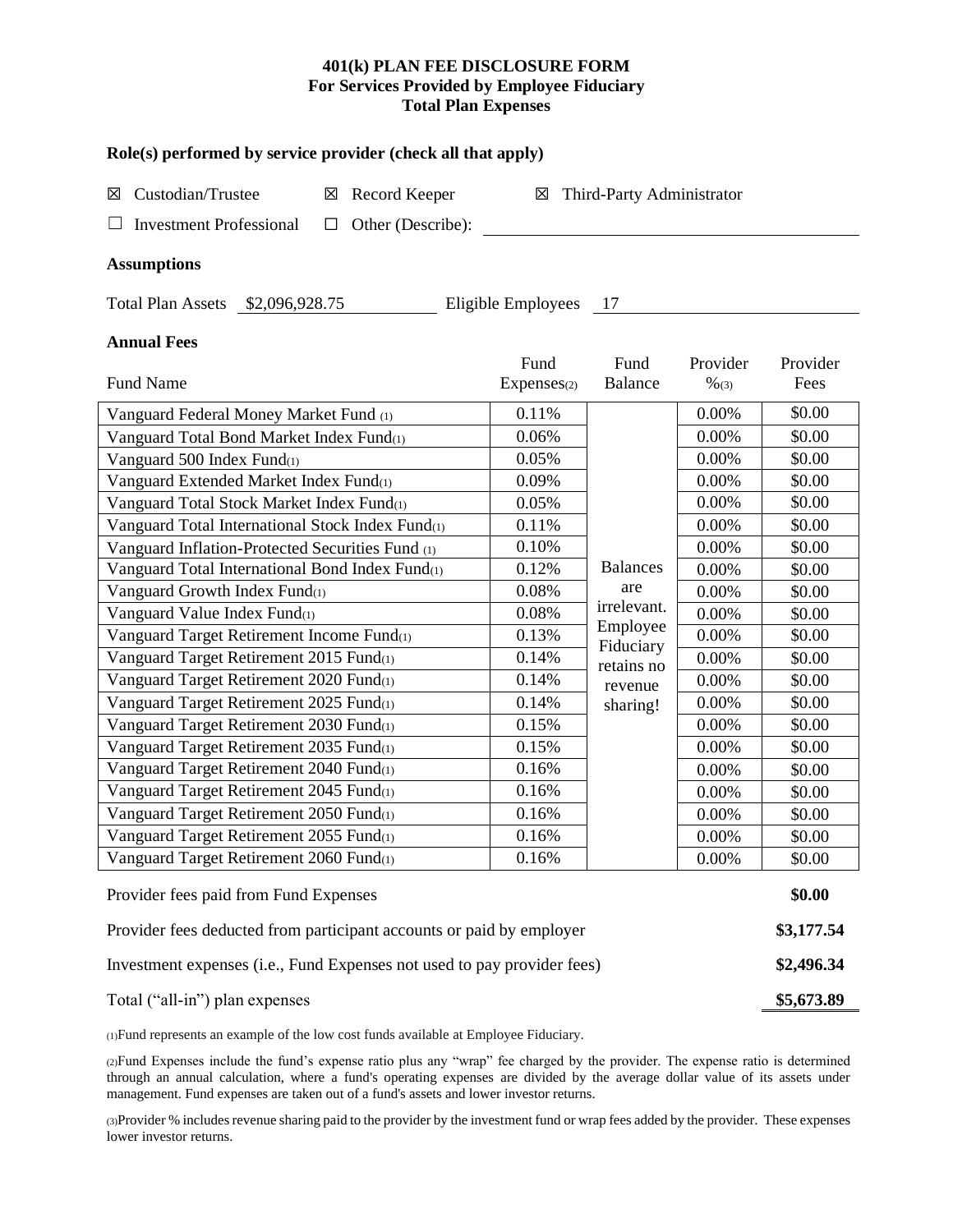**401(k) PLAN FEE DISCLOSURE FORM**
**For Services Provided by Employee Fiduciary**
**Total Plan Expenses**

**Role(s) performed by service provider (check all that apply)**

☒ Custodian/Trustee ☒ Record Keeper ☒ Third-Party Administrator

☐ Investment Professional ☐ Other (Describe):

**Assumptions**

Total Plan Assets $2,096,928.75 Eligible Employees 17

**Annual Fees**

| Fund Name | Fund Expenses(2) | Fund Balance | Provider %(3) | Provider Fees |
|---|---|---|---|---|
| Vanguard Federal Money Market Fund (1) | 0.11% | Balances are irrelevant. Employee Fiduciary retains no revenue sharing! | 0.00% | $0.00 |
| Vanguard Total Bond Market Index Fund(1) | 0.06% | | 0.00% | $0.00 |
| Vanguard 500 Index Fund(1) | 0.05% | | 0.00% | $0.00 |
| Vanguard Extended Market Index Fund(1) | 0.09% | | 0.00% | $0.00 |
| Vanguard Total Stock Market Index Fund(1) | 0.05% | | 0.00% | $0.00 |
| Vanguard Total International Stock Index Fund(1) | 0.11% | | 0.00% | $0.00 |
| Vanguard Inflation-Protected Securities Fund (1) | 0.10% | | 0.00% | $0.00 |
| Vanguard Total International Bond Index Fund(1) | 0.12% | | 0.00% | $0.00 |
| Vanguard Growth Index Fund(1) | 0.08% | | 0.00% | $0.00 |
| Vanguard Value Index Fund(1) | 0.08% | | 0.00% | $0.00 |
| Vanguard Target Retirement Income Fund(1) | 0.13% | | 0.00% | $0.00 |
| Vanguard Target Retirement 2015 Fund(1) | 0.14% | | 0.00% | $0.00 |
| Vanguard Target Retirement 2020 Fund(1) | 0.14% | | 0.00% | $0.00 |
| Vanguard Target Retirement 2025 Fund(1) | 0.14% | | 0.00% | $0.00 |
| Vanguard Target Retirement 2030 Fund(1) | 0.15% | | 0.00% | $0.00 |
| Vanguard Target Retirement 2035 Fund(1) | 0.15% | | 0.00% | $0.00 |
| Vanguard Target Retirement 2040 Fund(1) | 0.16% | | 0.00% | $0.00 |
| Vanguard Target Retirement 2045 Fund(1) | 0.16% | | 0.00% | $0.00 |
| Vanguard Target Retirement 2050 Fund(1) | 0.16% | | 0.00% | $0.00 |
| Vanguard Target Retirement 2055 Fund(1) | 0.16% | | 0.00% | $0.00 |
| Vanguard Target Retirement 2060 Fund(1) | 0.16% | | 0.00% | $0.00 |

| | |
|---|---|
| Provider fees paid from Fund Expenses | **$0.00** |
| Provider fees deducted from participant accounts or paid by employer | **$3,177.54** |
| Investment expenses (i.e., Fund Expenses not used to pay provider fees) | **$2,496.34** |
| Total ("all-in") plan expenses | **$5,673.89** |

(1)Fund represents an example of the low cost funds available at Employee Fiduciary.

(2)Fund Expenses include the fund's expense ratio plus any "wrap" fee charged by the provider. The expense ratio is determined through an annual calculation, where a fund's operating expenses are divided by the average dollar value of its assets under management. Fund expenses are taken out of a fund's assets and lower investor returns.

(3)Provider % includes revenue sharing paid to the provider by the investment fund or wrap fees added by the provider. These expenses lower investor returns.